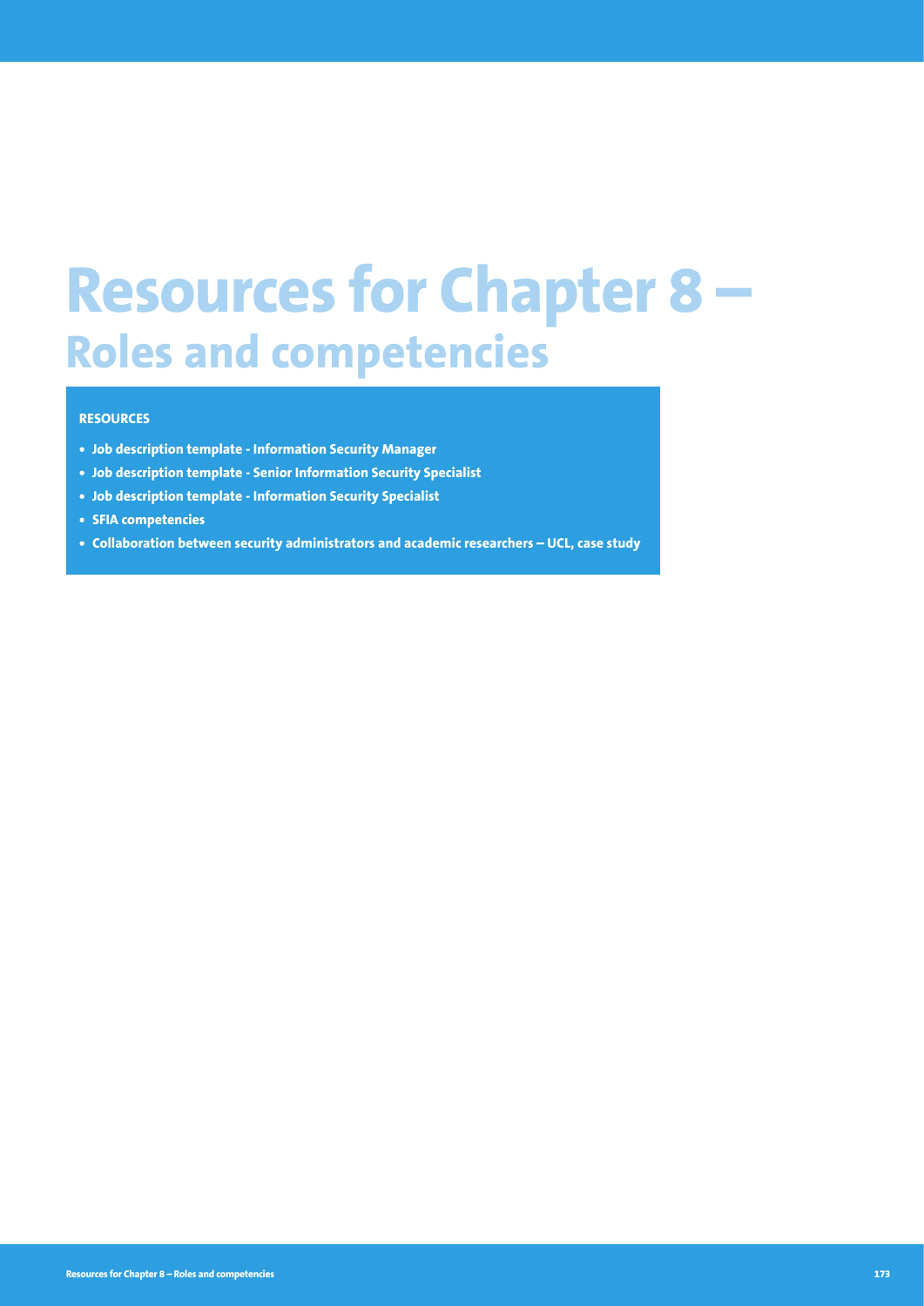# Resources for Chapter 8 –
## Roles and competencies

**RESOURCES**

- **Job description template - Information Security Manager**
- **Job description template - Senior Information Security Specialist**
- **Job description template - Information Security Specialist**
- **SFIA competencies**
- **Collaboration between security administrators and academic researchers – UCL, case study**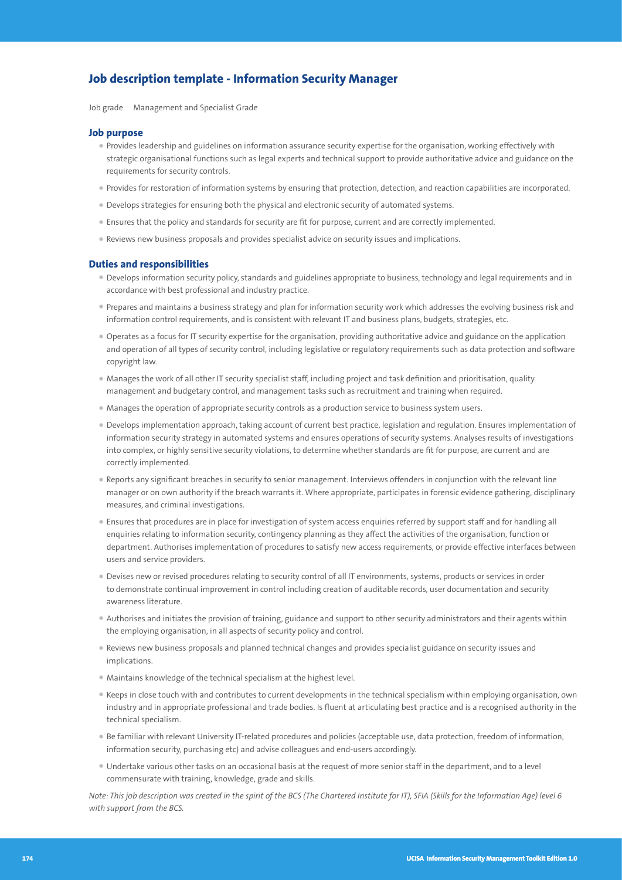## Job description template - Information Security Manager

Job grade Management and Specialist Grade

### Job purpose

- Provides leadership and guidelines on information assurance security expertise for the organisation, working effectively with strategic organisational functions such as legal experts and technical support to provide authoritative advice and guidance on the requirements for security controls.
- Provides for restoration of information systems by ensuring that protection, detection, and reaction capabilities are incorporated.
- Develops strategies for ensuring both the physical and electronic security of automated systems.
- Ensures that the policy and standards for security are fit for purpose, current and are correctly implemented.
- Reviews new business proposals and provides specialist advice on security issues and implications.

### Duties and responsibilities

- Develops information security policy, standards and guidelines appropriate to business, technology and legal requirements and in accordance with best professional and industry practice.
- Prepares and maintains a business strategy and plan for information security work which addresses the evolving business risk and information control requirements, and is consistent with relevant IT and business plans, budgets, strategies, etc.
- Operates as a focus for IT security expertise for the organisation, providing authoritative advice and guidance on the application and operation of all types of security control, including legislative or regulatory requirements such as data protection and software copyright law.
- Manages the work of all other IT security specialist staff, including project and task definition and prioritisation, quality management and budgetary control, and management tasks such as recruitment and training when required.
- Manages the operation of appropriate security controls as a production service to business system users.
- Develops implementation approach, taking account of current best practice, legislation and regulation. Ensures implementation of information security strategy in automated systems and ensures operations of security systems. Analyses results of investigations into complex, or highly sensitive security violations, to determine whether standards are fit for purpose, are current and are correctly implemented.
- Reports any significant breaches in security to senior management. Interviews offenders in conjunction with the relevant line manager or on own authority if the breach warrants it. Where appropriate, participates in forensic evidence gathering, disciplinary measures, and criminal investigations.
- Ensures that procedures are in place for investigation of system access enquiries referred by support staff and for handling all enquiries relating to information security, contingency planning as they affect the activities of the organisation, function or department. Authorises implementation of procedures to satisfy new access requirements, or provide effective interfaces between users and service providers.
- Devises new or revised procedures relating to security control of all IT environments, systems, products or services in order to demonstrate continual improvement in control including creation of auditable records, user documentation and security awareness literature.
- Authorises and initiates the provision of training, guidance and support to other security administrators and their agents within the employing organisation, in all aspects of security policy and control.
- Reviews new business proposals and planned technical changes and provides specialist guidance on security issues and implications.
- Maintains knowledge of the technical specialism at the highest level.
- Keeps in close touch with and contributes to current developments in the technical specialism within employing organisation, own industry and in appropriate professional and trade bodies. Is fluent at articulating best practice and is a recognised authority in the technical specialism.
- Be familiar with relevant University IT-related procedures and policies (acceptable use, data protection, freedom of information, information security, purchasing etc) and advise colleagues and end-users accordingly.
- Undertake various other tasks on an occasional basis at the request of more senior staff in the department, and to a level commensurate with training, knowledge, grade and skills.

*Note: This job description was created in the spirit of the BCS (The Chartered Institute for IT), SFIA (Skills for the Information Age) level 6 with support from the BCS.*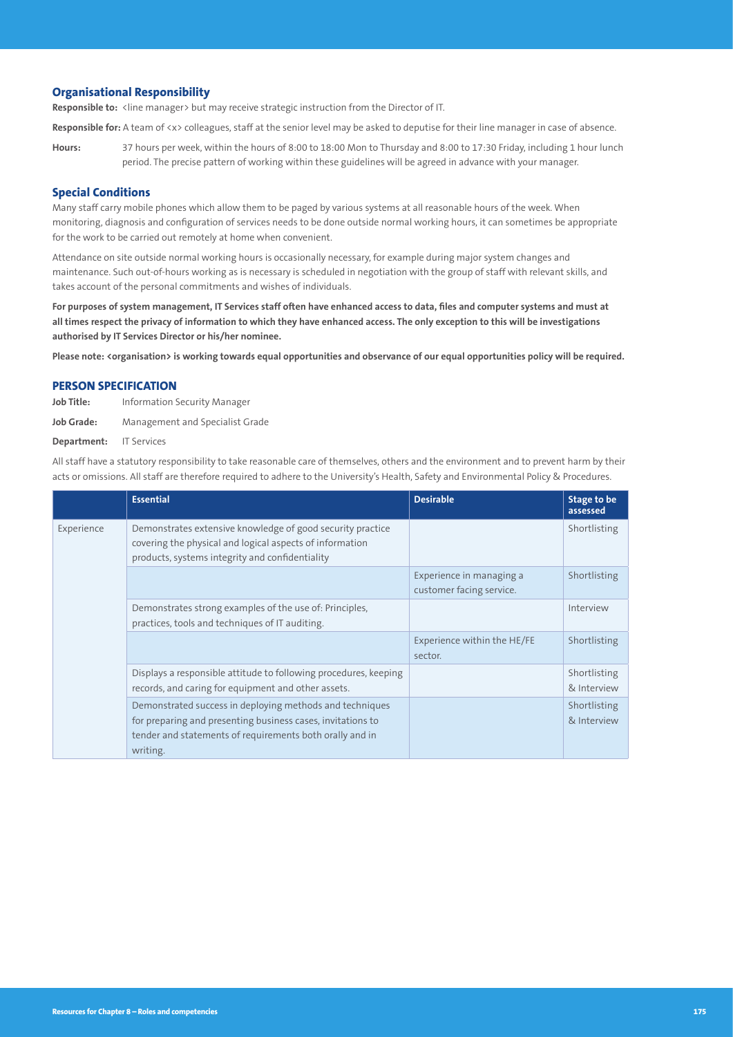### Organisational Responsibility

**Responsible to:** <line manager> but may receive strategic instruction from the Director of IT.

**Responsible for:** A team of <x> colleagues, staff at the senior level may be asked to deputise for their line manager in case of absence.

**Hours:** 37 hours per week, within the hours of 8:00 to 18:00 Mon to Thursday and 8:00 to 17:30 Friday, including 1 hour lunch period. The precise pattern of working within these guidelines will be agreed in advance with your manager.

### Special Conditions

Many staff carry mobile phones which allow them to be paged by various systems at all reasonable hours of the week. When monitoring, diagnosis and configuration of services needs to be done outside normal working hours, it can sometimes be appropriate for the work to be carried out remotely at home when convenient.

Attendance on site outside normal working hours is occasionally necessary, for example during major system changes and maintenance. Such out-of-hours working as is necessary is scheduled in negotiation with the group of staff with relevant skills, and takes account of the personal commitments and wishes of individuals.

**For purposes of system management, IT Services staff often have enhanced access to data, files and computer systems and must at all times respect the privacy of information to which they have enhanced access. The only exception to this will be investigations authorised by IT Services Director or his/her nominee.**

**Please note: <organisation> is working towards equal opportunities and observance of our equal opportunities policy will be required.**

### PERSON SPECIFICATION

**Job Title:** Information Security Manager

**Job Grade:** Management and Specialist Grade

**Department:** IT Services

All staff have a statutory responsibility to take reasonable care of themselves, others and the environment and to prevent harm by their acts or omissions. All staff are therefore required to adhere to the University's Health, Safety and Environmental Policy & Procedures.

| | Essential | Desirable | Stage to be assessed |
|---|---|---|---|
| Experience | Demonstrates extensive knowledge of good security practice covering the physical and logical aspects of information products, systems integrity and confidentiality | | Shortlisting |
| | | Experience in managing a customer facing service. | Shortlisting |
| | Demonstrates strong examples of the use of: Principles, practices, tools and techniques of IT auditing. | | Interview |
| | | Experience within the HE/FE sector. | Shortlisting |
| | Displays a responsible attitude to following procedures, keeping records, and caring for equipment and other assets. | | Shortlisting & Interview |
| | Demonstrated success in deploying methods and techniques for preparing and presenting business cases, invitations to tender and statements of requirements both orally and in writing. | | Shortlisting & Interview |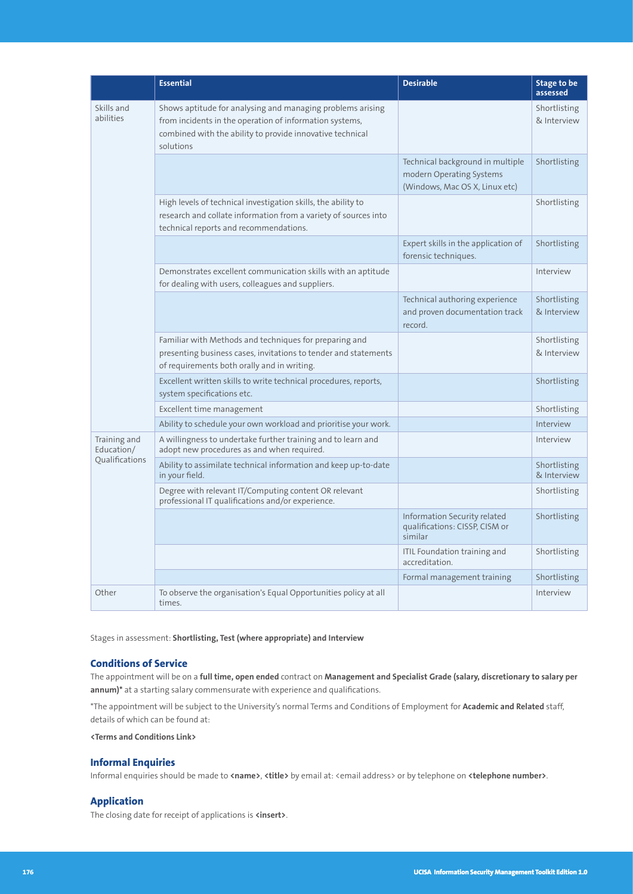| | Essential | Desirable | Stage to be assessed |
|---|---|---|---|
| Skills and abilities | Shows aptitude for analysing and managing problems arising from incidents in the operation of information systems, combined with the ability to provide innovative technical solutions | | Shortlisting & Interview |
| | | Technical background in multiple modern Operating Systems (Windows, Mac OS X, Linux etc) | Shortlisting |
| | High levels of technical investigation skills, the ability to research and collate information from a variety of sources into technical reports and recommendations. | | Shortlisting |
| | | Expert skills in the application of forensic techniques. | Shortlisting |
| | Demonstrates excellent communication skills with an aptitude for dealing with users, colleagues and suppliers. | | Interview |
| | | Technical authoring experience and proven documentation track record. | Shortlisting & Interview |
| | Familiar with Methods and techniques for preparing and presenting business cases, invitations to tender and statements of requirements both orally and in writing. | | Shortlisting & Interview |
| | Excellent written skills to write technical procedures, reports, system specifications etc. | | Shortlisting |
| | Excellent time management | | Shortlisting |
| | Ability to schedule your own workload and prioritise your work. | | Interview |
| Training and Education/ Qualifications | A willingness to undertake further training and to learn and adopt new procedures as and when required. | | Interview |
| | Ability to assimilate technical information and keep up-to-date in your field. | | Shortlisting & Interview |
| | Degree with relevant IT/Computing content OR relevant professional IT qualifications and/or experience. | | Shortlisting |
| | | Information Security related qualifications: CISSP, CISM or similar | Shortlisting |
| | | ITIL Foundation training and accreditation. | Shortlisting |
| | | Formal management training | Shortlisting |
| Other | To observe the organisation's Equal Opportunities policy at all times. | | Interview |

Stages in assessment: **Shortlisting, Test (where appropriate) and Interview**

## Conditions of Service

The appointment will be on a **full time, open ended** contract on **Management and Specialist Grade (salary, discretionary to salary per annum)*** at a starting salary commensurate with experience and qualifications.

*The appointment will be subject to the University's normal Terms and Conditions of Employment for **Academic and Related** staff, details of which can be found at:

**<Terms and Conditions Link>**

## Informal Enquiries

Informal enquiries should be made to **<name>**, **<title>** by email at: <email address> or by telephone on **<telephone number>**.

## Application

The closing date for receipt of applications is **<insert>**.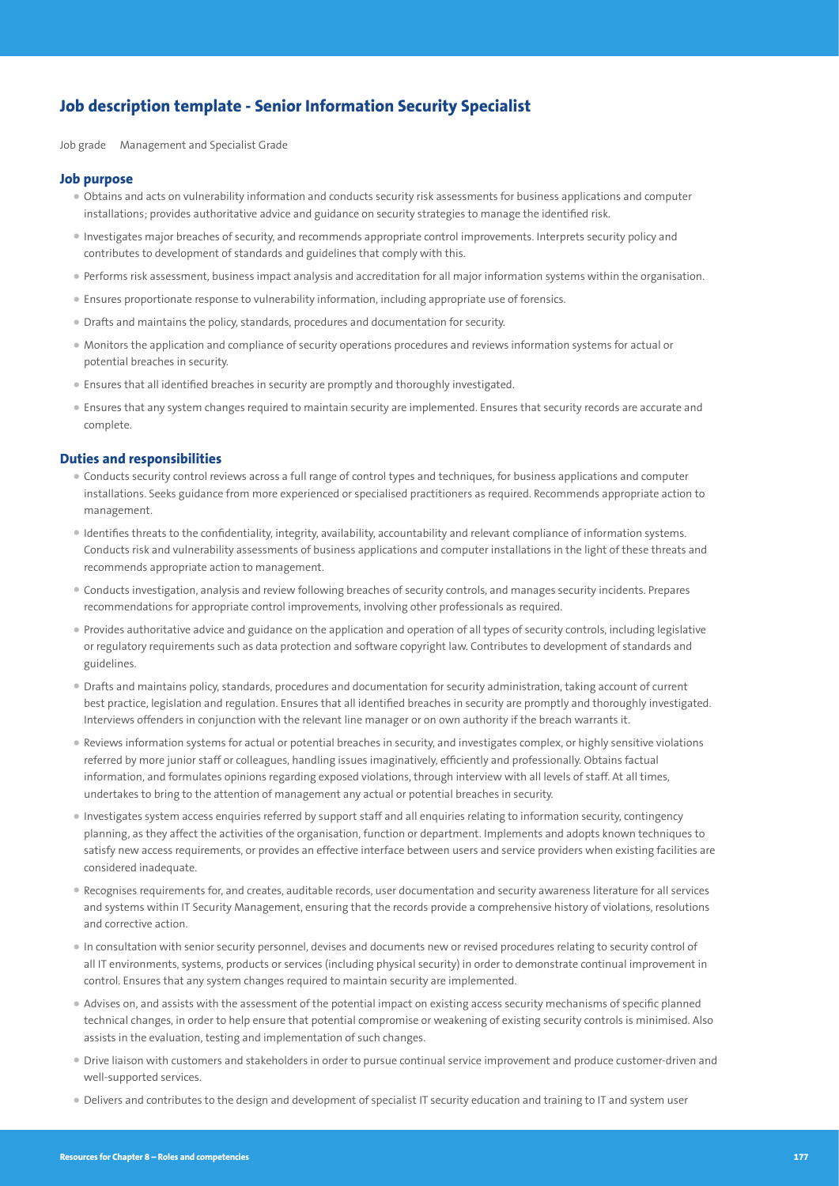## Job description template - Senior Information Security Specialist

Job grade Management and Specialist Grade

### Job purpose

- Obtains and acts on vulnerability information and conducts security risk assessments for business applications and computer installations; provides authoritative advice and guidance on security strategies to manage the identified risk.
- Investigates major breaches of security, and recommends appropriate control improvements. Interprets security policy and contributes to development of standards and guidelines that comply with this.
- Performs risk assessment, business impact analysis and accreditation for all major information systems within the organisation.
- Ensures proportionate response to vulnerability information, including appropriate use of forensics.
- Drafts and maintains the policy, standards, procedures and documentation for security.
- Monitors the application and compliance of security operations procedures and reviews information systems for actual or potential breaches in security.
- Ensures that all identified breaches in security are promptly and thoroughly investigated.
- Ensures that any system changes required to maintain security are implemented. Ensures that security records are accurate and complete.

### Duties and responsibilities

- Conducts security control reviews across a full range of control types and techniques, for business applications and computer installations. Seeks guidance from more experienced or specialised practitioners as required. Recommends appropriate action to management.
- Identifies threats to the confidentiality, integrity, availability, accountability and relevant compliance of information systems. Conducts risk and vulnerability assessments of business applications and computer installations in the light of these threats and recommends appropriate action to management.
- Conducts investigation, analysis and review following breaches of security controls, and manages security incidents. Prepares recommendations for appropriate control improvements, involving other professionals as required.
- Provides authoritative advice and guidance on the application and operation of all types of security controls, including legislative or regulatory requirements such as data protection and software copyright law. Contributes to development of standards and guidelines.
- Drafts and maintains policy, standards, procedures and documentation for security administration, taking account of current best practice, legislation and regulation. Ensures that all identified breaches in security are promptly and thoroughly investigated. Interviews offenders in conjunction with the relevant line manager or on own authority if the breach warrants it.
- Reviews information systems for actual or potential breaches in security, and investigates complex, or highly sensitive violations referred by more junior staff or colleagues, handling issues imaginatively, efficiently and professionally. Obtains factual information, and formulates opinions regarding exposed violations, through interview with all levels of staff. At all times, undertakes to bring to the attention of management any actual or potential breaches in security.
- Investigates system access enquiries referred by support staff and all enquiries relating to information security, contingency planning, as they affect the activities of the organisation, function or department. Implements and adopts known techniques to satisfy new access requirements, or provides an effective interface between users and service providers when existing facilities are considered inadequate.
- Recognises requirements for, and creates, auditable records, user documentation and security awareness literature for all services and systems within IT Security Management, ensuring that the records provide a comprehensive history of violations, resolutions and corrective action.
- In consultation with senior security personnel, devises and documents new or revised procedures relating to security control of all IT environments, systems, products or services (including physical security) in order to demonstrate continual improvement in control. Ensures that any system changes required to maintain security are implemented.
- Advises on, and assists with the assessment of the potential impact on existing access security mechanisms of specific planned technical changes, in order to help ensure that potential compromise or weakening of existing security controls is minimised. Also assists in the evaluation, testing and implementation of such changes.
- Drive liaison with customers and stakeholders in order to pursue continual service improvement and produce customer-driven and well-supported services.
- Delivers and contributes to the design and development of specialist IT security education and training to IT and system user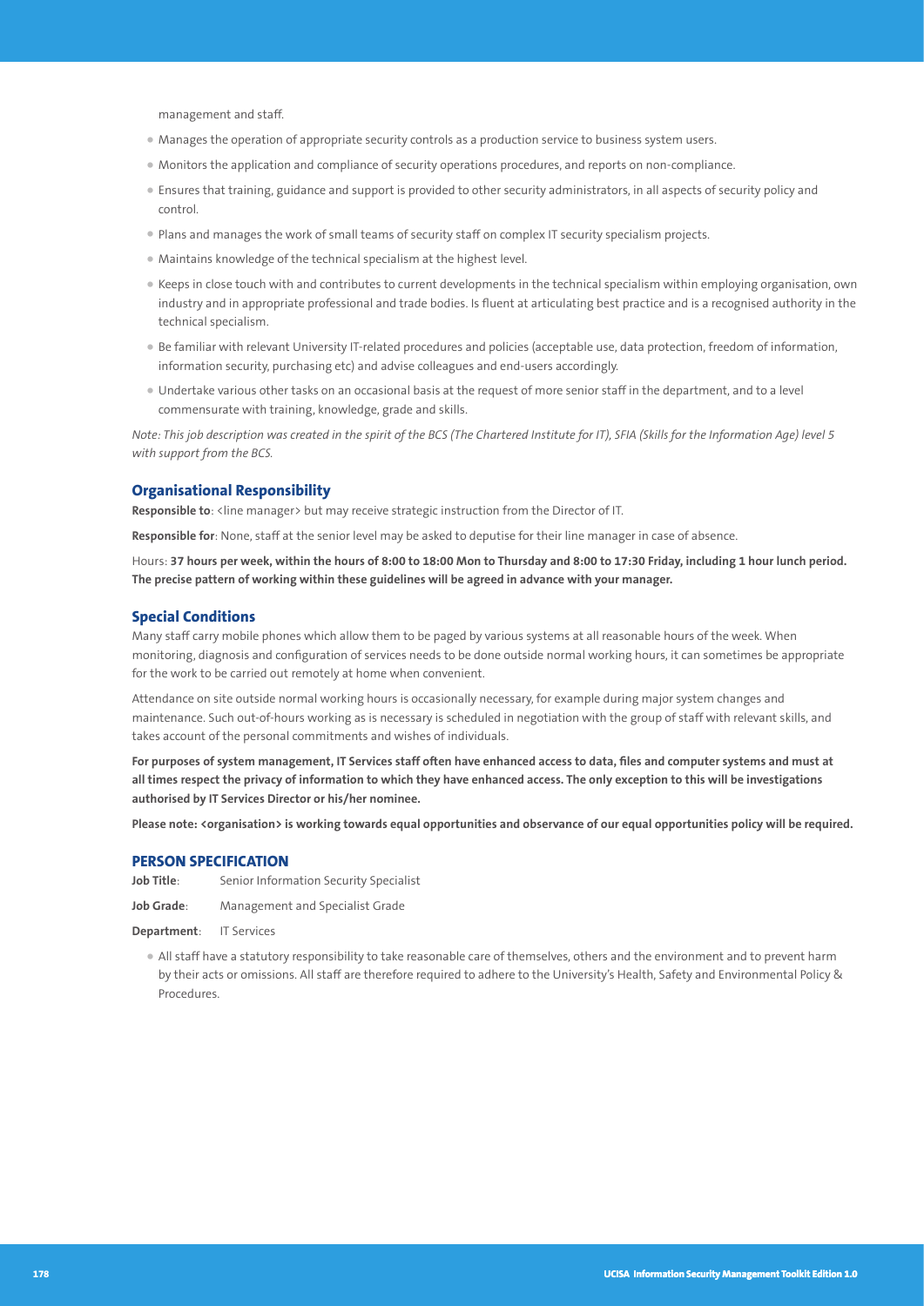management and staff.

- Manages the operation of appropriate security controls as a production service to business system users.
- Monitors the application and compliance of security operations procedures, and reports on non-compliance.
- Ensures that training, guidance and support is provided to other security administrators, in all aspects of security policy and control.
- Plans and manages the work of small teams of security staff on complex IT security specialism projects.
- Maintains knowledge of the technical specialism at the highest level.
- Keeps in close touch with and contributes to current developments in the technical specialism within employing organisation, own industry and in appropriate professional and trade bodies. Is fluent at articulating best practice and is a recognised authority in the technical specialism.
- Be familiar with relevant University IT-related procedures and policies (acceptable use, data protection, freedom of information, information security, purchasing etc) and advise colleagues and end-users accordingly.
- Undertake various other tasks on an occasional basis at the request of more senior staff in the department, and to a level commensurate with training, knowledge, grade and skills.

*Note: This job description was created in the spirit of the BCS (The Chartered Institute for IT), SFIA (Skills for the Information Age) level 5 with support from the BCS.*

### Organisational Responsibility

**Responsible to**: <line manager> but may receive strategic instruction from the Director of IT.

**Responsible for**: None, staff at the senior level may be asked to deputise for their line manager in case of absence.

Hours: **37 hours per week, within the hours of 8:00 to 18:00 Mon to Thursday and 8:00 to 17:30 Friday, including 1 hour lunch period. The precise pattern of working within these guidelines will be agreed in advance with your manager.**

### Special Conditions

Many staff carry mobile phones which allow them to be paged by various systems at all reasonable hours of the week. When monitoring, diagnosis and configuration of services needs to be done outside normal working hours, it can sometimes be appropriate for the work to be carried out remotely at home when convenient.

Attendance on site outside normal working hours is occasionally necessary, for example during major system changes and maintenance. Such out-of-hours working as is necessary is scheduled in negotiation with the group of staff with relevant skills, and takes account of the personal commitments and wishes of individuals.

**For purposes of system management, IT Services staff often have enhanced access to data, files and computer systems and must at all times respect the privacy of information to which they have enhanced access. The only exception to this will be investigations authorised by IT Services Director or his/her nominee.**

**Please note: <organisation> is working towards equal opportunities and observance of our equal opportunities policy will be required.**

### PERSON SPECIFICATION

**Job Title**: Senior Information Security Specialist

**Job Grade**: Management and Specialist Grade

**Department**: IT Services

- All staff have a statutory responsibility to take reasonable care of themselves, others and the environment and to prevent harm by their acts or omissions. All staff are therefore required to adhere to the University's Health, Safety and Environmental Policy & Procedures.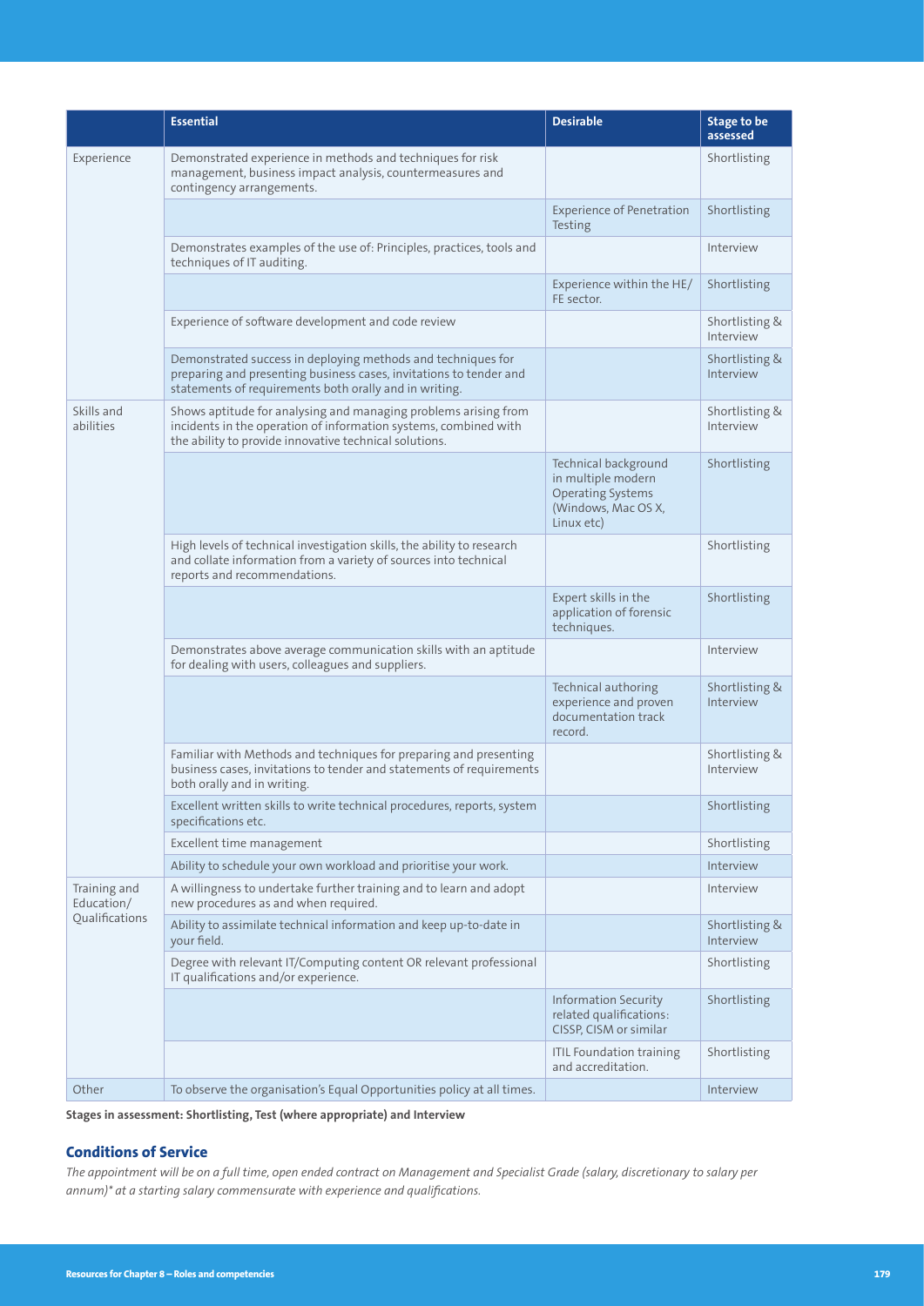| | Essential | Desirable | Stage to be assessed |
|---|---|---|---|
| Experience | Demonstrated experience in methods and techniques for risk management, business impact analysis, countermeasures and contingency arrangements. | | Shortlisting |
| | | Experience of Penetration Testing | Shortlisting |
| | Demonstrates examples of the use of: Principles, practices, tools and techniques of IT auditing. | | Interview |
| | | Experience within the HE/FE sector. | Shortlisting |
| | Experience of software development and code review | | Shortlisting & Interview |
| | Demonstrated success in deploying methods and techniques for preparing and presenting business cases, invitations to tender and statements of requirements both orally and in writing. | | Shortlisting & Interview |
| Skills and abilities | Shows aptitude for analysing and managing problems arising from incidents in the operation of information systems, combined with the ability to provide innovative technical solutions. | | Shortlisting & Interview |
| | | Technical background in multiple modern Operating Systems (Windows, Mac OS X, Linux etc) | Shortlisting |
| | High levels of technical investigation skills, the ability to research and collate information from a variety of sources into technical reports and recommendations. | | Shortlisting |
| | | Expert skills in the application of forensic techniques. | Shortlisting |
| | Demonstrates above average communication skills with an aptitude for dealing with users, colleagues and suppliers. | | Interview |
| | | Technical authoring experience and proven documentation track record. | Shortlisting & Interview |
| | Familiar with Methods and techniques for preparing and presenting business cases, invitations to tender and statements of requirements both orally and in writing. | | Shortlisting & Interview |
| | Excellent written skills to write technical procedures, reports, system specifications etc. | | Shortlisting |
| | Excellent time management | | Shortlisting |
| | Ability to schedule your own workload and prioritise your work. | | Interview |
| Training and Education/ Qualifications | A willingness to undertake further training and to learn and adopt new procedures as and when required. | | Interview |
| | Ability to assimilate technical information and keep up-to-date in your field. | | Shortlisting & Interview |
| | Degree with relevant IT/Computing content OR relevant professional IT qualifications and/or experience. | | Shortlisting |
| | | Information Security related qualifications: CISSP, CISM or similar | Shortlisting |
| | | ITIL Foundation training and accreditation. | Shortlisting |
| Other | To observe the organisation's Equal Opportunities policy at all times. | | Interview |

**Stages in assessment: Shortlisting, Test (where appropriate) and Interview**

### Conditions of Service

*The appointment will be on a full time, open ended contract on Management and Specialist Grade (salary, discretionary to salary per annum)* at a starting salary commensurate with experience and qualifications.*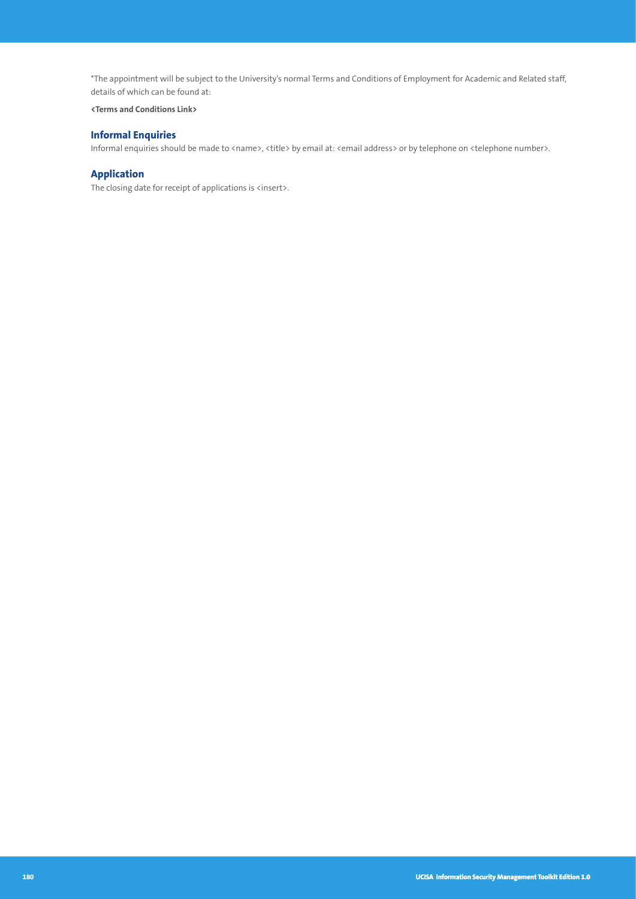*The appointment will be subject to the University's normal Terms and Conditions of Employment for Academic and Related staff, details of which can be found at:

**<Terms and Conditions Link>**

## Informal Enquiries

Informal enquiries should be made to <name>, <title> by email at: <email address> or by telephone on <telephone number>.

## Application

The closing date for receipt of applications is <insert>.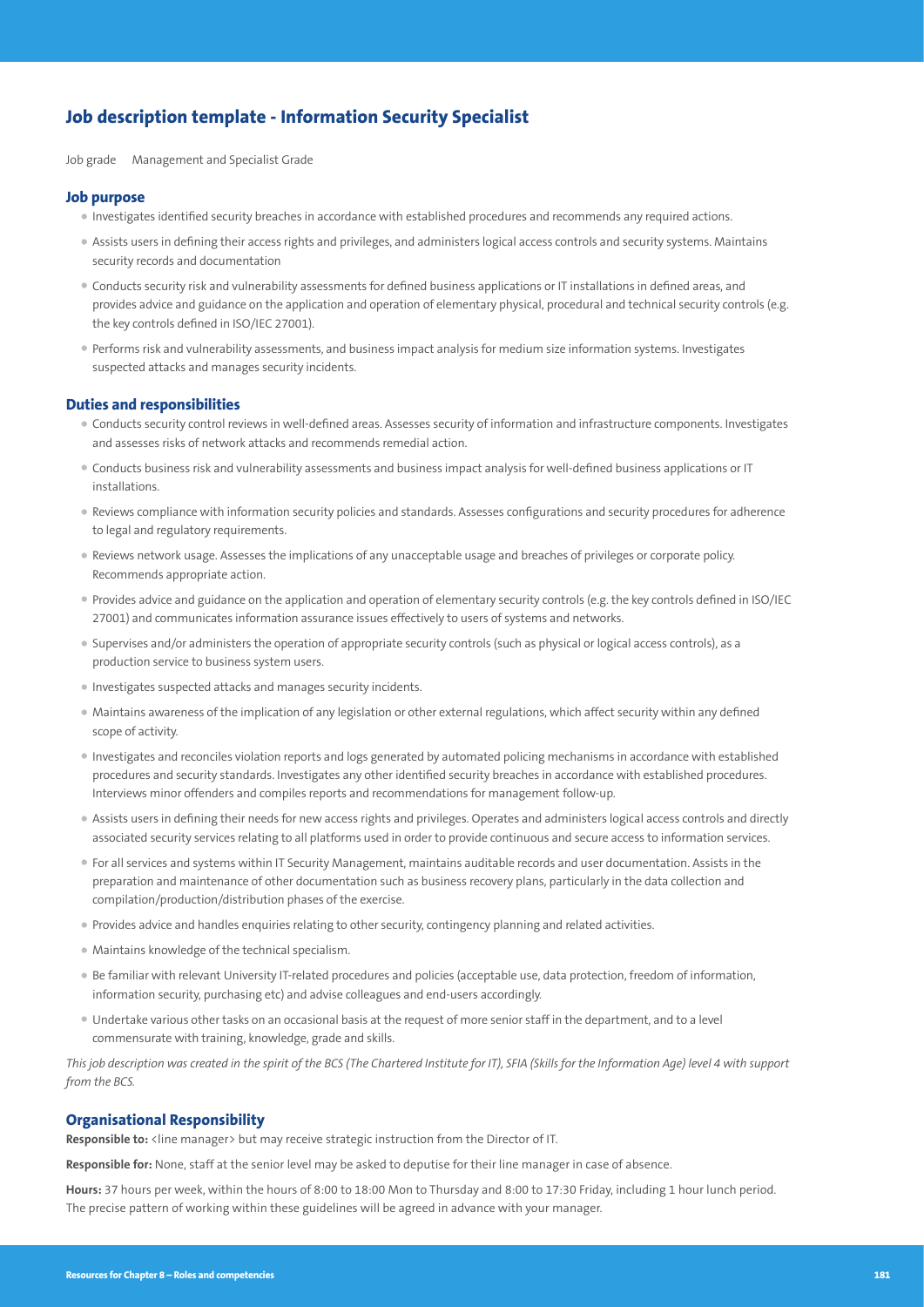## Job description template - Information Security Specialist

Job grade Management and Specialist Grade

### Job purpose

- Investigates identified security breaches in accordance with established procedures and recommends any required actions.
- Assists users in defining their access rights and privileges, and administers logical access controls and security systems. Maintains security records and documentation
- Conducts security risk and vulnerability assessments for defined business applications or IT installations in defined areas, and provides advice and guidance on the application and operation of elementary physical, procedural and technical security controls (e.g. the key controls defined in ISO/IEC 27001).
- Performs risk and vulnerability assessments, and business impact analysis for medium size information systems. Investigates suspected attacks and manages security incidents.

### Duties and responsibilities

- Conducts security control reviews in well-defined areas. Assesses security of information and infrastructure components. Investigates and assesses risks of network attacks and recommends remedial action.
- Conducts business risk and vulnerability assessments and business impact analysis for well-defined business applications or IT installations.
- Reviews compliance with information security policies and standards. Assesses configurations and security procedures for adherence to legal and regulatory requirements.
- Reviews network usage. Assesses the implications of any unacceptable usage and breaches of privileges or corporate policy. Recommends appropriate action.
- Provides advice and guidance on the application and operation of elementary security controls (e.g. the key controls defined in ISO/IEC 27001) and communicates information assurance issues effectively to users of systems and networks.
- Supervises and/or administers the operation of appropriate security controls (such as physical or logical access controls), as a production service to business system users.
- Investigates suspected attacks and manages security incidents.
- Maintains awareness of the implication of any legislation or other external regulations, which affect security within any defined scope of activity.
- Investigates and reconciles violation reports and logs generated by automated policing mechanisms in accordance with established procedures and security standards. Investigates any other identified security breaches in accordance with established procedures. Interviews minor offenders and compiles reports and recommendations for management follow-up.
- Assists users in defining their needs for new access rights and privileges. Operates and administers logical access controls and directly associated security services relating to all platforms used in order to provide continuous and secure access to information services.
- For all services and systems within IT Security Management, maintains auditable records and user documentation. Assists in the preparation and maintenance of other documentation such as business recovery plans, particularly in the data collection and compilation/production/distribution phases of the exercise.
- Provides advice and handles enquiries relating to other security, contingency planning and related activities.
- Maintains knowledge of the technical specialism.
- Be familiar with relevant University IT-related procedures and policies (acceptable use, data protection, freedom of information, information security, purchasing etc) and advise colleagues and end-users accordingly.
- Undertake various other tasks on an occasional basis at the request of more senior staff in the department, and to a level commensurate with training, knowledge, grade and skills.

*This job description was created in the spirit of the BCS (The Chartered Institute for IT), SFIA (Skills for the Information Age) level 4 with support from the BCS.*

### Organisational Responsibility

**Responsible to:** <line manager> but may receive strategic instruction from the Director of IT.

**Responsible for:** None, staff at the senior level may be asked to deputise for their line manager in case of absence.

**Hours:** 37 hours per week, within the hours of 8:00 to 18:00 Mon to Thursday and 8:00 to 17:30 Friday, including 1 hour lunch period. The precise pattern of working within these guidelines will be agreed in advance with your manager.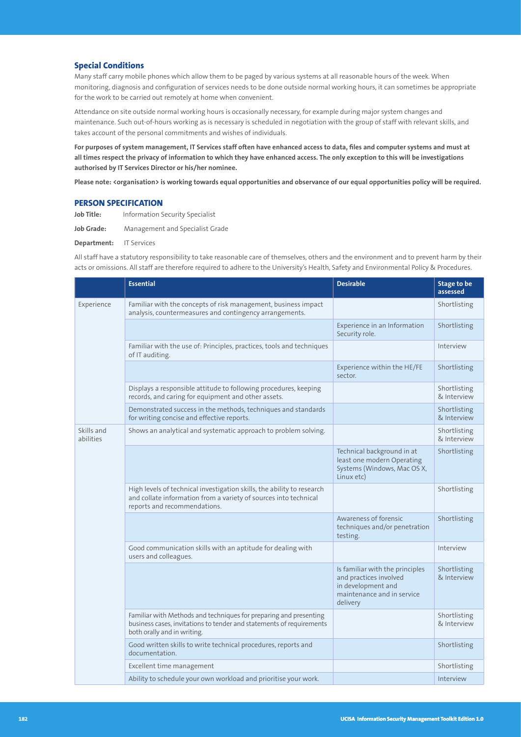## Special Conditions

Many staff carry mobile phones which allow them to be paged by various systems at all reasonable hours of the week. When monitoring, diagnosis and configuration of services needs to be done outside normal working hours, it can sometimes be appropriate for the work to be carried out remotely at home when convenient.

Attendance on site outside normal working hours is occasionally necessary, for example during major system changes and maintenance. Such out-of-hours working as is necessary is scheduled in negotiation with the group of staff with relevant skills, and takes account of the personal commitments and wishes of individuals.

**For purposes of system management, IT Services staff often have enhanced access to data, files and computer systems and must at all times respect the privacy of information to which they have enhanced access. The only exception to this will be investigations authorised by IT Services Director or his/her nominee.**

**Please note: <organisation> is working towards equal opportunities and observance of our equal opportunities policy will be required.**

## PERSON SPECIFICATION

**Job Title:** Information Security Specialist

**Job Grade:** Management and Specialist Grade

**Department:** IT Services

All staff have a statutory responsibility to take reasonable care of themselves, others and the environment and to prevent harm by their acts or omissions. All staff are therefore required to adhere to the University's Health, Safety and Environmental Policy & Procedures.

| | Essential | Desirable | Stage to be assessed |
|---|---|---|---|
| Experience | Familiar with the concepts of risk management, business impact analysis, countermeasures and contingency arrangements. | | Shortlisting |
| | | Experience in an Information Security role. | Shortlisting |
| | Familiar with the use of: Principles, practices, tools and techniques of IT auditing. | | Interview |
| | | Experience within the HE/FE sector. | Shortlisting |
| | Displays a responsible attitude to following procedures, keeping records, and caring for equipment and other assets. | | Shortlisting & Interview |
| | Demonstrated success in the methods, techniques and standards for writing concise and effective reports. | | Shortlisting & Interview |
| Skills and abilities | Shows an analytical and systematic approach to problem solving. | | Shortlisting & Interview |
| | | Technical background in at least one modern Operating Systems (Windows, Mac OS X, Linux etc) | Shortlisting |
| | High levels of technical investigation skills, the ability to research and collate information from a variety of sources into technical reports and recommendations. | | Shortlisting |
| | | Awareness of forensic techniques and/or penetration testing. | Shortlisting |
| | Good communication skills with an aptitude for dealing with users and colleagues. | | Interview |
| | | Is familiar with the principles and practices involved in development and maintenance and in service delivery | Shortlisting & Interview |
| | Familiar with Methods and techniques for preparing and presenting business cases, invitations to tender and statements of requirements both orally and in writing. | | Shortlisting & Interview |
| | Good written skills to write technical procedures, reports and documentation. | | Shortlisting |
| | Excellent time management | | Shortlisting |
| | Ability to schedule your own workload and prioritise your work. | | Interview |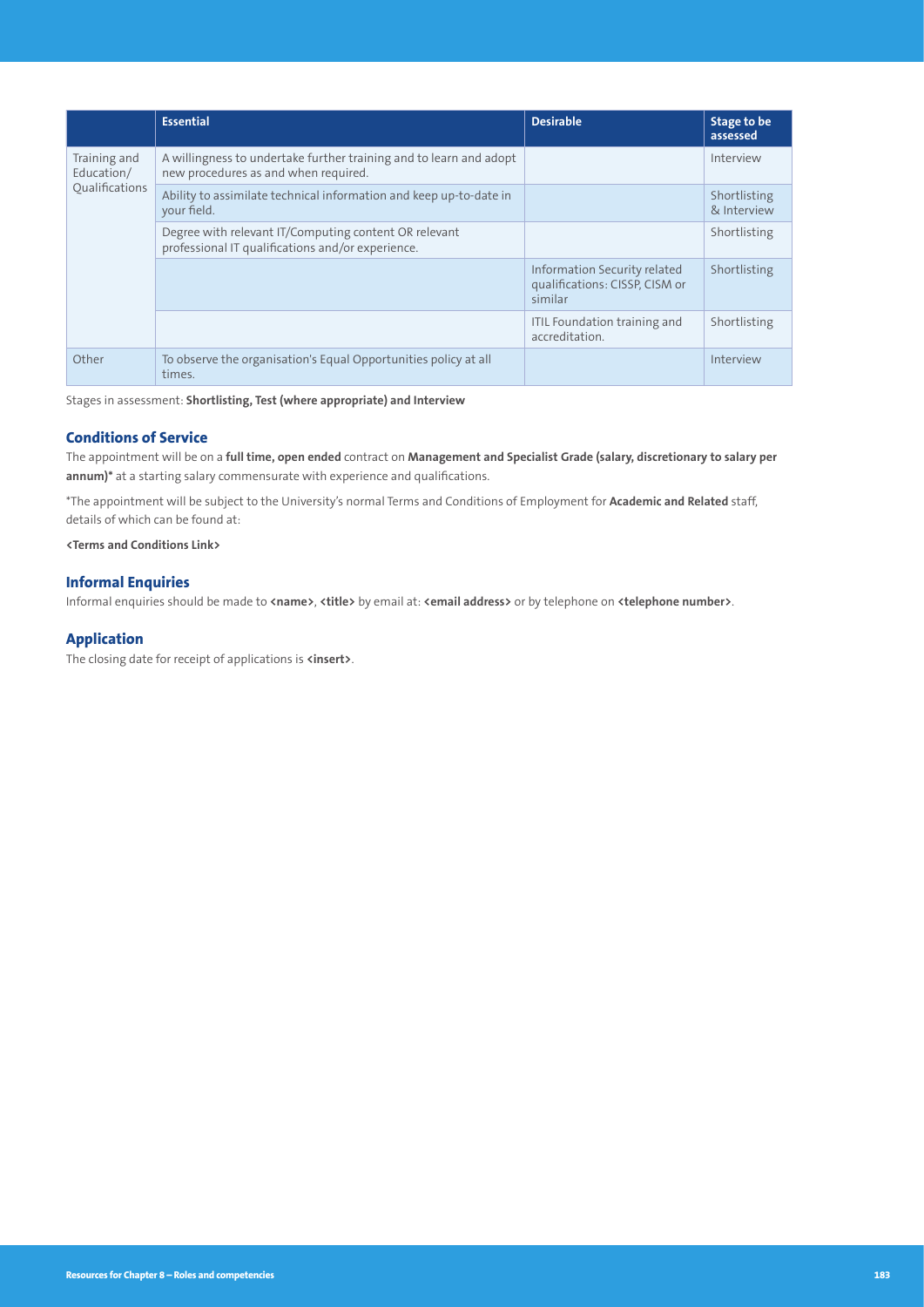| | Essential | Desirable | Stage to be assessed |
|---|---|---|---|
| Training and Education/ Qualifications | A willingness to undertake further training and to learn and adopt new procedures as and when required. | | Interview |
| | Ability to assimilate technical information and keep up-to-date in your field. | | Shortlisting & Interview |
| | Degree with relevant IT/Computing content OR relevant professional IT qualifications and/or experience. | | Shortlisting |
| | | Information Security related qualifications: CISSP, CISM or similar | Shortlisting |
| | | ITIL Foundation training and accreditation. | Shortlisting |
| Other | To observe the organisation's Equal Opportunities policy at all times. | | Interview |

Stages in assessment: **Shortlisting, Test (where appropriate) and Interview**

### Conditions of Service

The appointment will be on a **full time, open ended** contract on **Management and Specialist Grade (salary, discretionary to salary per annum)*** at a starting salary commensurate with experience and qualifications.

*The appointment will be subject to the University's normal Terms and Conditions of Employment for **Academic and Related** staff, details of which can be found at:

**<Terms and Conditions Link>**

### Informal Enquiries

Informal enquiries should be made to **<name>**, **<title>** by email at: **<email address>** or by telephone on **<telephone number>**.

### Application

The closing date for receipt of applications is **<insert>**.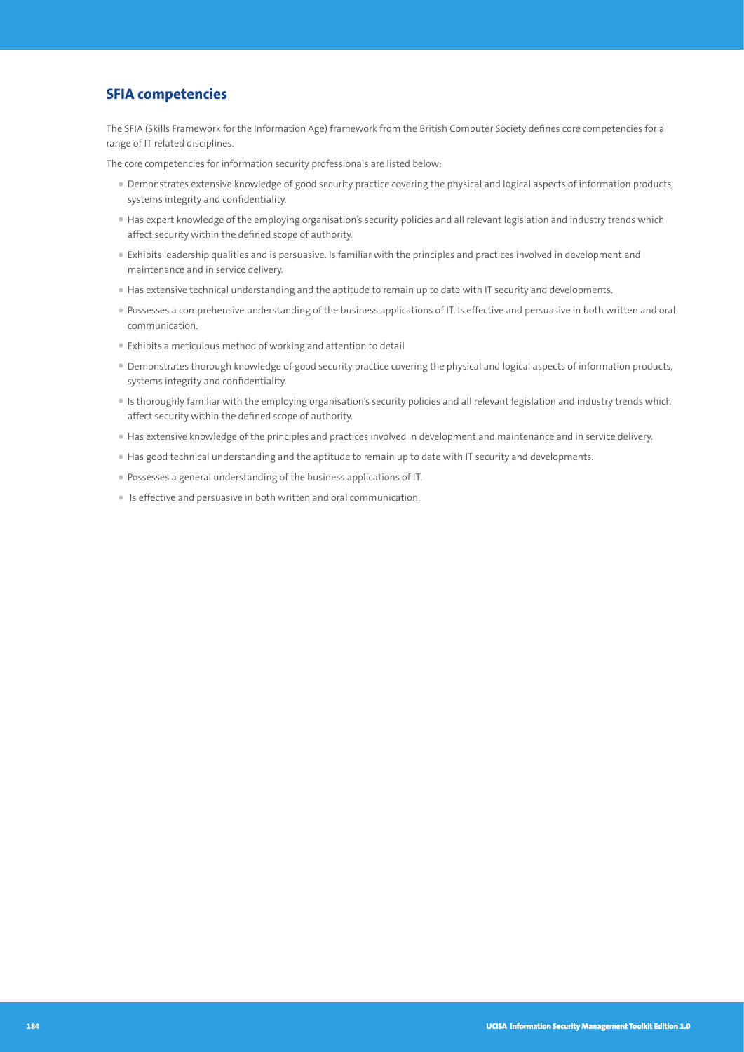## SFIA competencies

The SFIA (Skills Framework for the Information Age) framework from the British Computer Society defines core competencies for a range of IT related disciplines.

The core competencies for information security professionals are listed below:

- Demonstrates extensive knowledge of good security practice covering the physical and logical aspects of information products, systems integrity and confidentiality.
- Has expert knowledge of the employing organisation's security policies and all relevant legislation and industry trends which affect security within the defined scope of authority.
- Exhibits leadership qualities and is persuasive. Is familiar with the principles and practices involved in development and maintenance and in service delivery.
- Has extensive technical understanding and the aptitude to remain up to date with IT security and developments.
- Possesses a comprehensive understanding of the business applications of IT. Is effective and persuasive in both written and oral communication.
- Exhibits a meticulous method of working and attention to detail
- Demonstrates thorough knowledge of good security practice covering the physical and logical aspects of information products, systems integrity and confidentiality.
- Is thoroughly familiar with the employing organisation's security policies and all relevant legislation and industry trends which affect security within the defined scope of authority.
- Has extensive knowledge of the principles and practices involved in development and maintenance and in service delivery.
- Has good technical understanding and the aptitude to remain up to date with IT security and developments.
- Possesses a general understanding of the business applications of IT.
- Is effective and persuasive in both written and oral communication.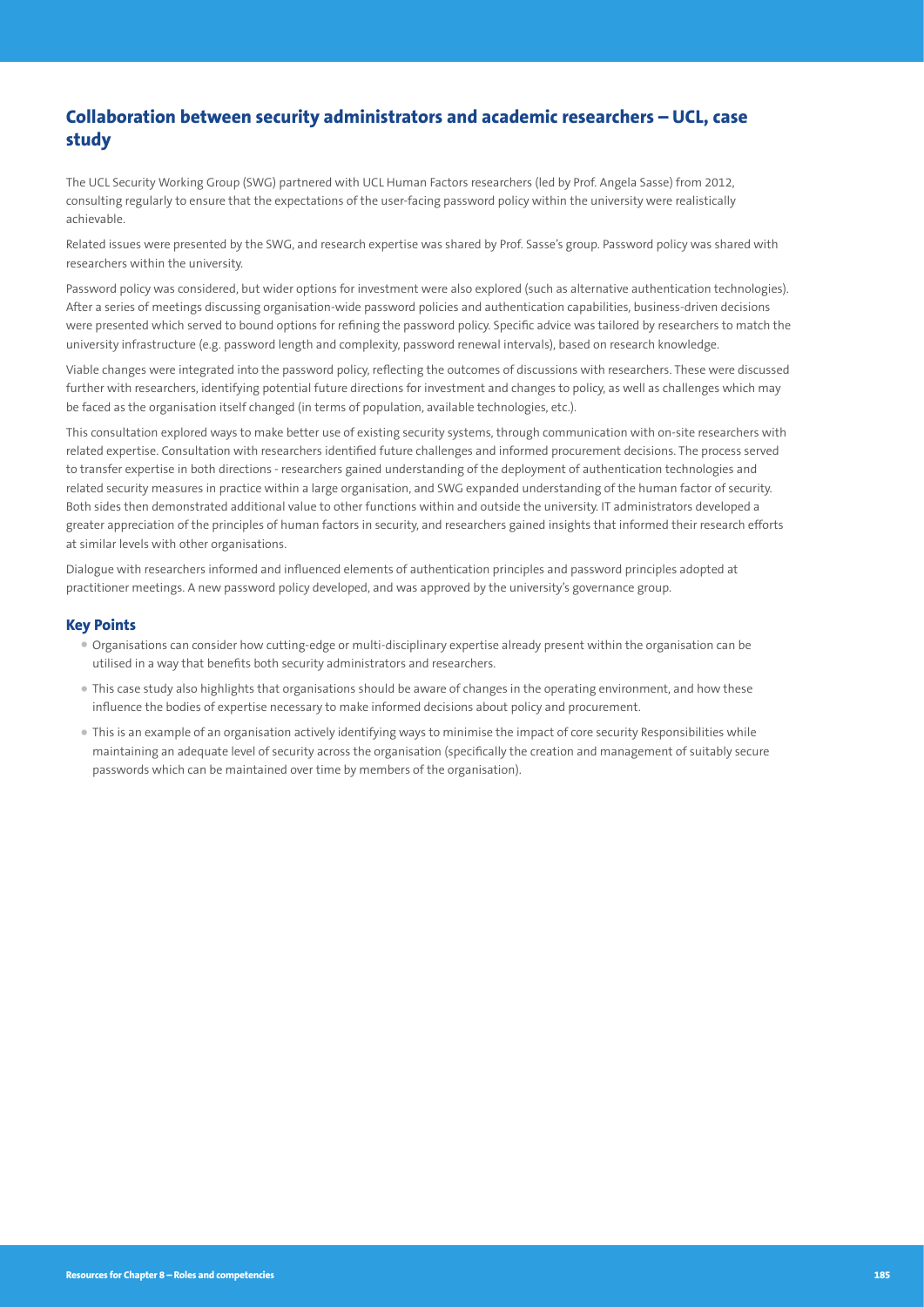## Collaboration between security administrators and academic researchers – UCL, case study

The UCL Security Working Group (SWG) partnered with UCL Human Factors researchers (led by Prof. Angela Sasse) from 2012, consulting regularly to ensure that the expectations of the user-facing password policy within the university were realistically achievable.

Related issues were presented by the SWG, and research expertise was shared by Prof. Sasse's group. Password policy was shared with researchers within the university.

Password policy was considered, but wider options for investment were also explored (such as alternative authentication technologies). After a series of meetings discussing organisation-wide password policies and authentication capabilities, business-driven decisions were presented which served to bound options for refining the password policy. Specific advice was tailored by researchers to match the university infrastructure (e.g. password length and complexity, password renewal intervals), based on research knowledge.

Viable changes were integrated into the password policy, reflecting the outcomes of discussions with researchers. These were discussed further with researchers, identifying potential future directions for investment and changes to policy, as well as challenges which may be faced as the organisation itself changed (in terms of population, available technologies, etc.).

This consultation explored ways to make better use of existing security systems, through communication with on-site researchers with related expertise. Consultation with researchers identified future challenges and informed procurement decisions. The process served to transfer expertise in both directions - researchers gained understanding of the deployment of authentication technologies and related security measures in practice within a large organisation, and SWG expanded understanding of the human factor of security. Both sides then demonstrated additional value to other functions within and outside the university. IT administrators developed a greater appreciation of the principles of human factors in security, and researchers gained insights that informed their research efforts at similar levels with other organisations.

Dialogue with researchers informed and influenced elements of authentication principles and password principles adopted at practitioner meetings. A new password policy developed, and was approved by the university's governance group.

### Key Points

- Organisations can consider how cutting-edge or multi-disciplinary expertise already present within the organisation can be utilised in a way that benefits both security administrators and researchers.
- This case study also highlights that organisations should be aware of changes in the operating environment, and how these influence the bodies of expertise necessary to make informed decisions about policy and procurement.
- This is an example of an organisation actively identifying ways to minimise the impact of core security Responsibilities while maintaining an adequate level of security across the organisation (specifically the creation and management of suitably secure passwords which can be maintained over time by members of the organisation).